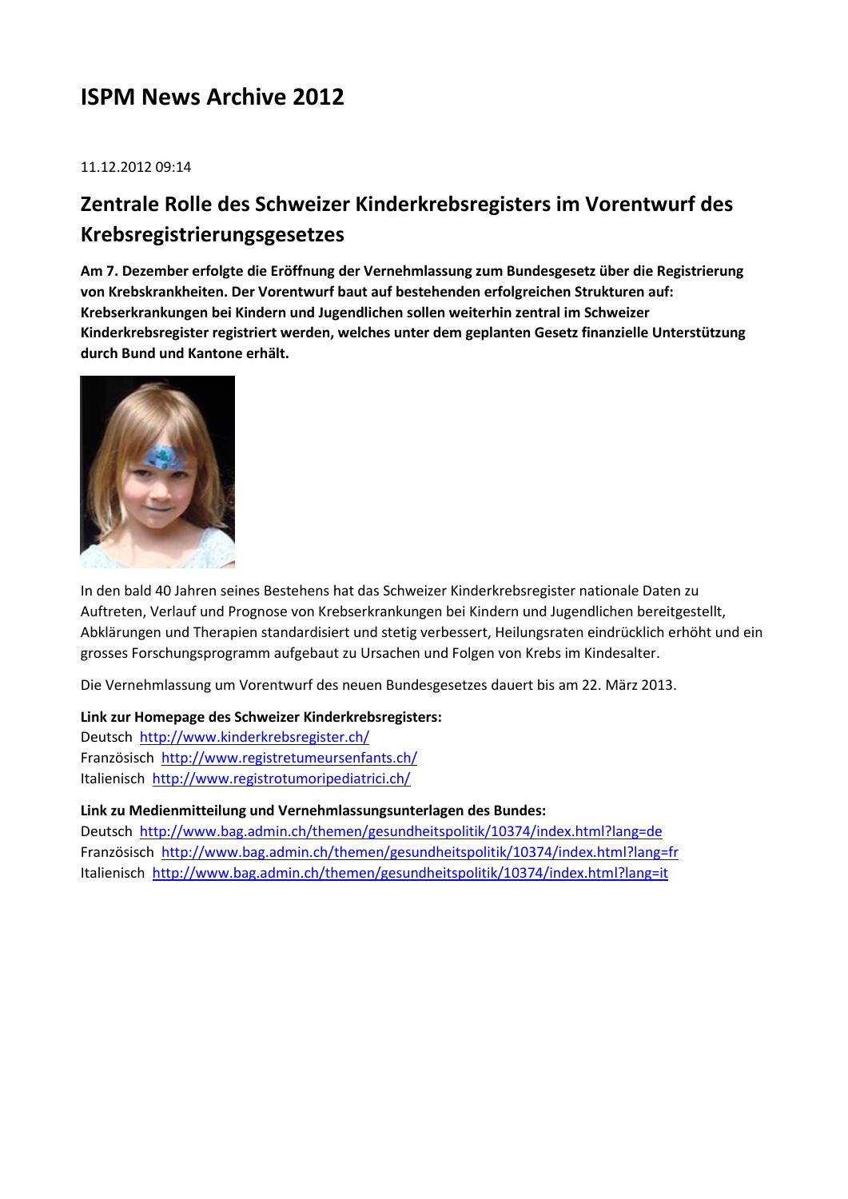# ISPM News Archive 2012

11.12.2012 09:14

## Zentrale Rolle des Schweizer Kinderkrebsregisters im Vorentwurf des Krebsregistrierungsgesetzes

**Am 7. Dezember erfolgte die Eröffnung der Vernehmlassung zum Bundesgesetz über die Registrierung von Krebskrankheiten. Der Vorentwurf baut auf bestehenden erfolgreichen Strukturen auf: Krebserkrankungen bei Kindern und Jugendlichen sollen weiterhin zentral im Schweizer Kinderkrebsregister registriert werden, welches unter dem geplanten Gesetz finanzielle Unterstützung durch Bund und Kantone erhält.**

In den bald 40 Jahren seines Bestehens hat das Schweizer Kinderkrebsregister nationale Daten zu Auftreten, Verlauf und Prognose von Krebserkrankungen bei Kindern und Jugendlichen bereitgestellt, Abklärungen und Therapien standardisiert und stetig verbessert, Heilungsraten eindrücklich erhöht und ein grosses Forschungsprogramm aufgebaut zu Ursachen und Folgen von Krebs im Kindesalter.

Die Vernehmlassung um Vorentwurf des neuen Bundesgesetzes dauert bis am 22. März 2013.

**Link zur Homepage des Schweizer Kinderkrebsregisters:**
Deutsch http://www.kinderkrebsregister.ch/
Französisch http://www.registretumeursenfants.ch/
Italienisch http://www.registrotumoripediatrici.ch/

**Link zu Medienmitteilung und Vernehmlassungsunterlagen des Bundes:**
Deutsch http://www.bag.admin.ch/themen/gesundheitspolitik/10374/index.html?lang=de
Französisch http://www.bag.admin.ch/themen/gesundheitspolitik/10374/index.html?lang=fr
Italienisch http://www.bag.admin.ch/themen/gesundheitspolitik/10374/index.html?lang=it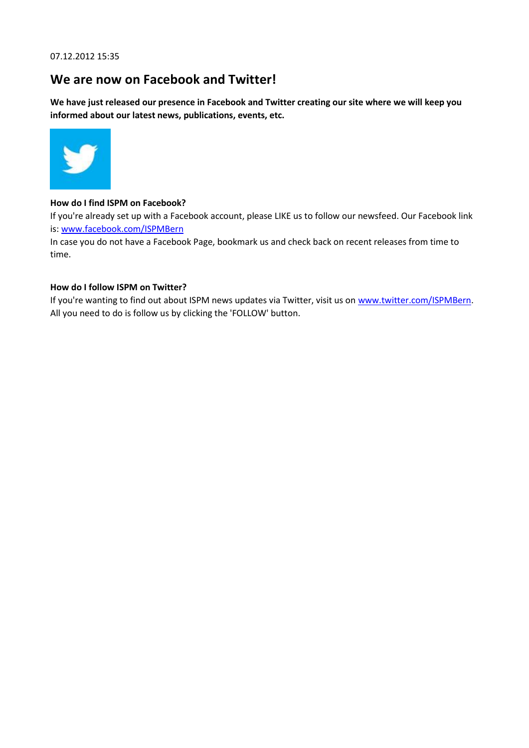07.12.2012 15:35

## We are now on Facebook and Twitter!

**We have just released our presence in Facebook and Twitter creating our site where we will keep you informed about our latest news, publications, events, etc.**

**How do I find ISPM on Facebook?**
If you're already set up with a Facebook account, please LIKE us to follow our newsfeed. Our Facebook link is: www.facebook.com/ISPMBern
In case you do not have a Facebook Page, bookmark us and check back on recent releases from time to time.

**How do I follow ISPM on Twitter?**
If you're wanting to find out about ISPM news updates via Twitter, visit us on www.twitter.com/ISPMBern. All you need to do is follow us by clicking the 'FOLLOW' button.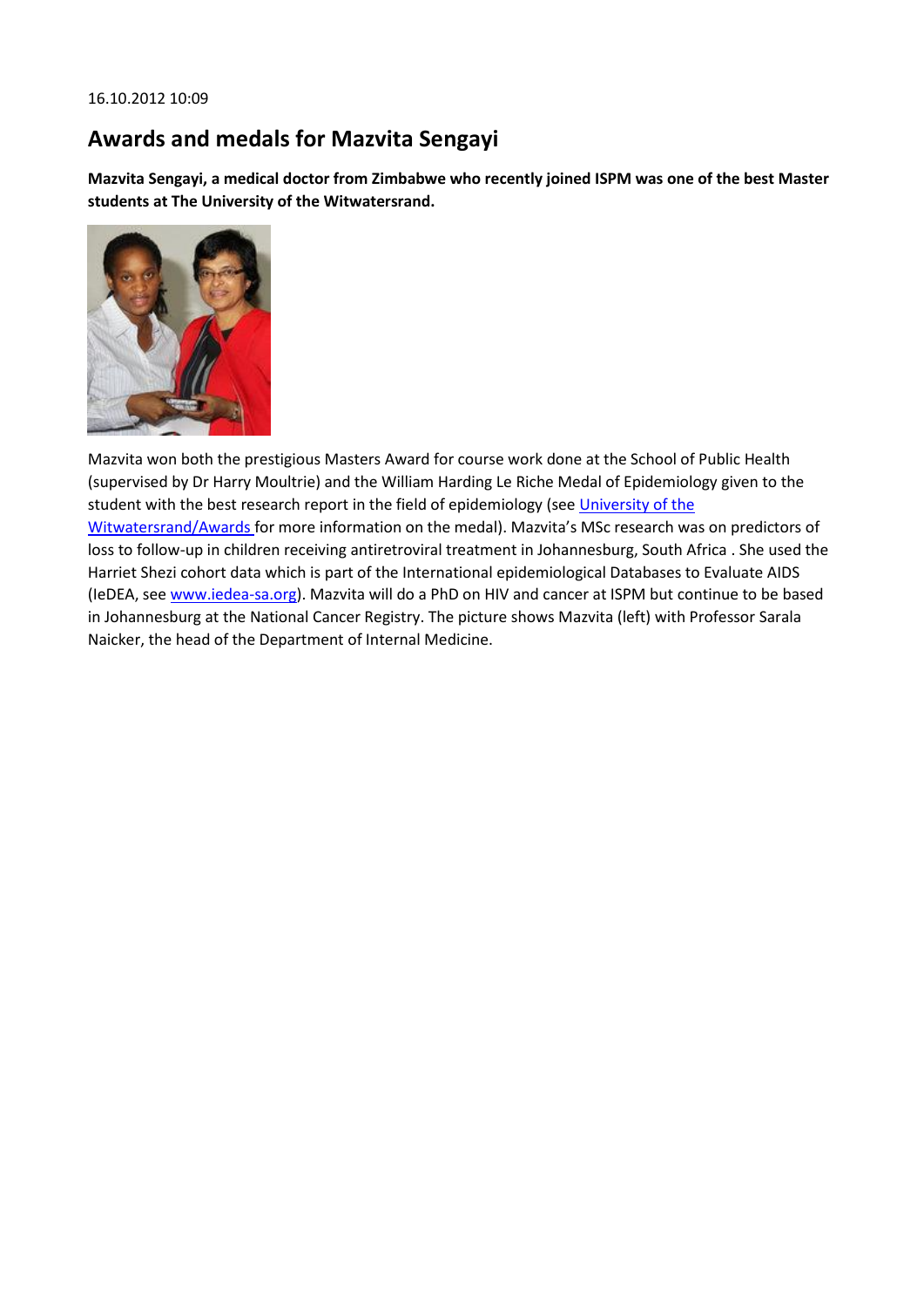16.10.2012 10:09

## Awards and medals for Mazvita Sengayi

**Mazvita Sengayi, a medical doctor from Zimbabwe who recently joined ISPM was one of the best Master students at The University of the Witwatersrand.**

Mazvita won both the prestigious Masters Award for course work done at the School of Public Health (supervised by Dr Harry Moultrie) and the William Harding Le Riche Medal of Epidemiology given to the student with the best research report in the field of epidemiology (see University of the Witwatersrand/Awards for more information on the medal). Mazvita's MSc research was on predictors of loss to follow-up in children receiving antiretroviral treatment in Johannesburg, South Africa . She used the Harriet Shezi cohort data which is part of the International epidemiological Databases to Evaluate AIDS (IeDEA, see www.iedea-sa.org). Mazvita will do a PhD on HIV and cancer at ISPM but continue to be based in Johannesburg at the National Cancer Registry. The picture shows Mazvita (left) with Professor Sarala Naicker, the head of the Department of Internal Medicine.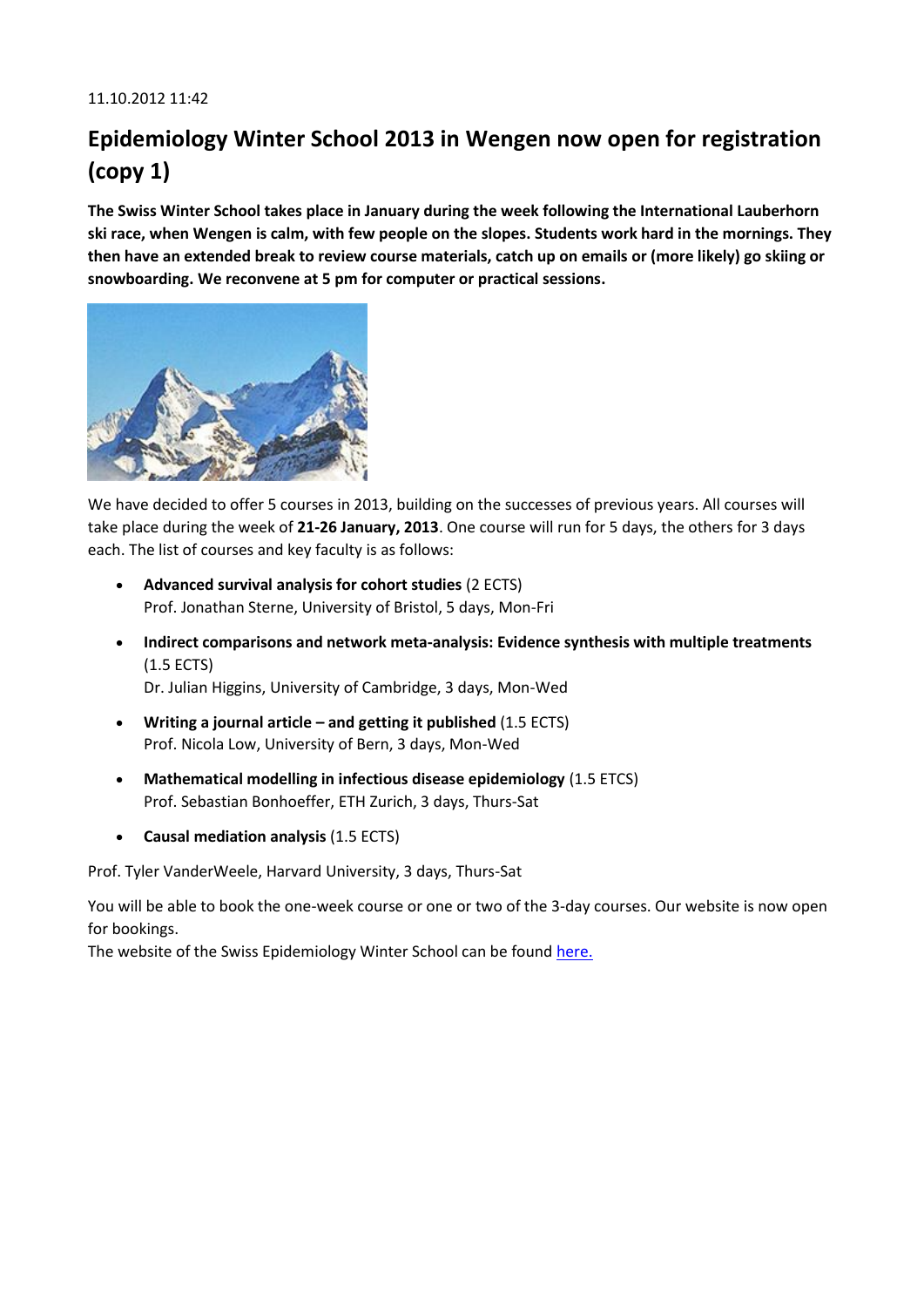11.10.2012 11:42

# Epidemiology Winter School 2013 in Wengen now open for registration (copy 1)

**The Swiss Winter School takes place in January during the week following the International Lauberhorn ski race, when Wengen is calm, with few people on the slopes. Students work hard in the mornings. They then have an extended break to review course materials, catch up on emails or (more likely) go skiing or snowboarding. We reconvene at 5 pm for computer or practical sessions.**

We have decided to offer 5 courses in 2013, building on the successes of previous years. All courses will take place during the week of **21-26 January, 2013**. One course will run for 5 days, the others for 3 days each. The list of courses and key faculty is as follows:

- **Advanced survival analysis for cohort studies** (2 ECTS)
  Prof. Jonathan Sterne, University of Bristol, 5 days, Mon-Fri
- **Indirect comparisons and network meta-analysis: Evidence synthesis with multiple treatments** (1.5 ECTS)
  Dr. Julian Higgins, University of Cambridge, 3 days, Mon-Wed
- **Writing a journal article – and getting it published** (1.5 ECTS)
  Prof. Nicola Low, University of Bern, 3 days, Mon-Wed
- **Mathematical modelling in infectious disease epidemiology** (1.5 ETCS)
  Prof. Sebastian Bonhoeffer, ETH Zurich, 3 days, Thurs-Sat
- **Causal mediation analysis** (1.5 ECTS)

Prof. Tyler VanderWeele, Harvard University, 3 days, Thurs-Sat

You will be able to book the one-week course or one or two of the 3-day courses. Our website is now open for bookings.
The website of the Swiss Epidemiology Winter School can be found here.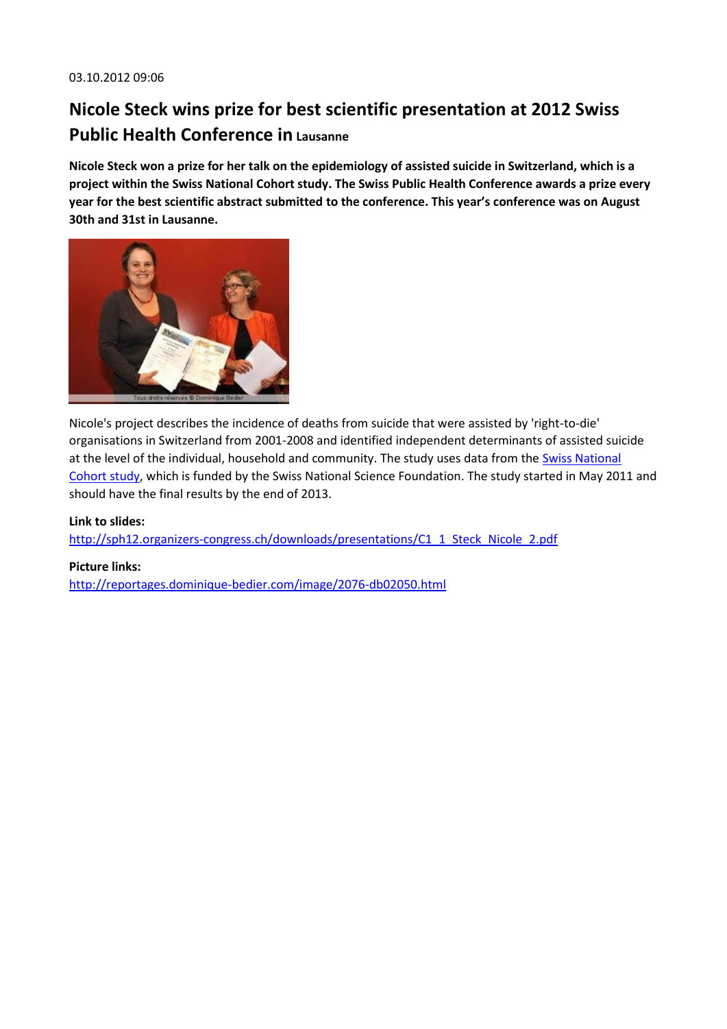03.10.2012 09:06

# Nicole Steck wins prize for best scientific presentation at 2012 Swiss Public Health Conference in Lausanne

**Nicole Steck won a prize for her talk on the epidemiology of assisted suicide in Switzerland, which is a project within the Swiss National Cohort study. The Swiss Public Health Conference awards a prize every year for the best scientific abstract submitted to the conference. This year's conference was on August 30th and 31st in Lausanne.**

Nicole's project describes the incidence of deaths from suicide that were assisted by 'right-to-die' organisations in Switzerland from 2001-2008 and identified independent determinants of assisted suicide at the level of the individual, household and community. The study uses data from the Swiss National Cohort study, which is funded by the Swiss National Science Foundation. The study started in May 2011 and should have the final results by the end of 2013.

**Link to slides:**
http://sph12.organizers-congress.ch/downloads/presentations/C1_1_Steck_Nicole_2.pdf

**Picture links:**
http://reportages.dominique-bedier.com/image/2076-db02050.html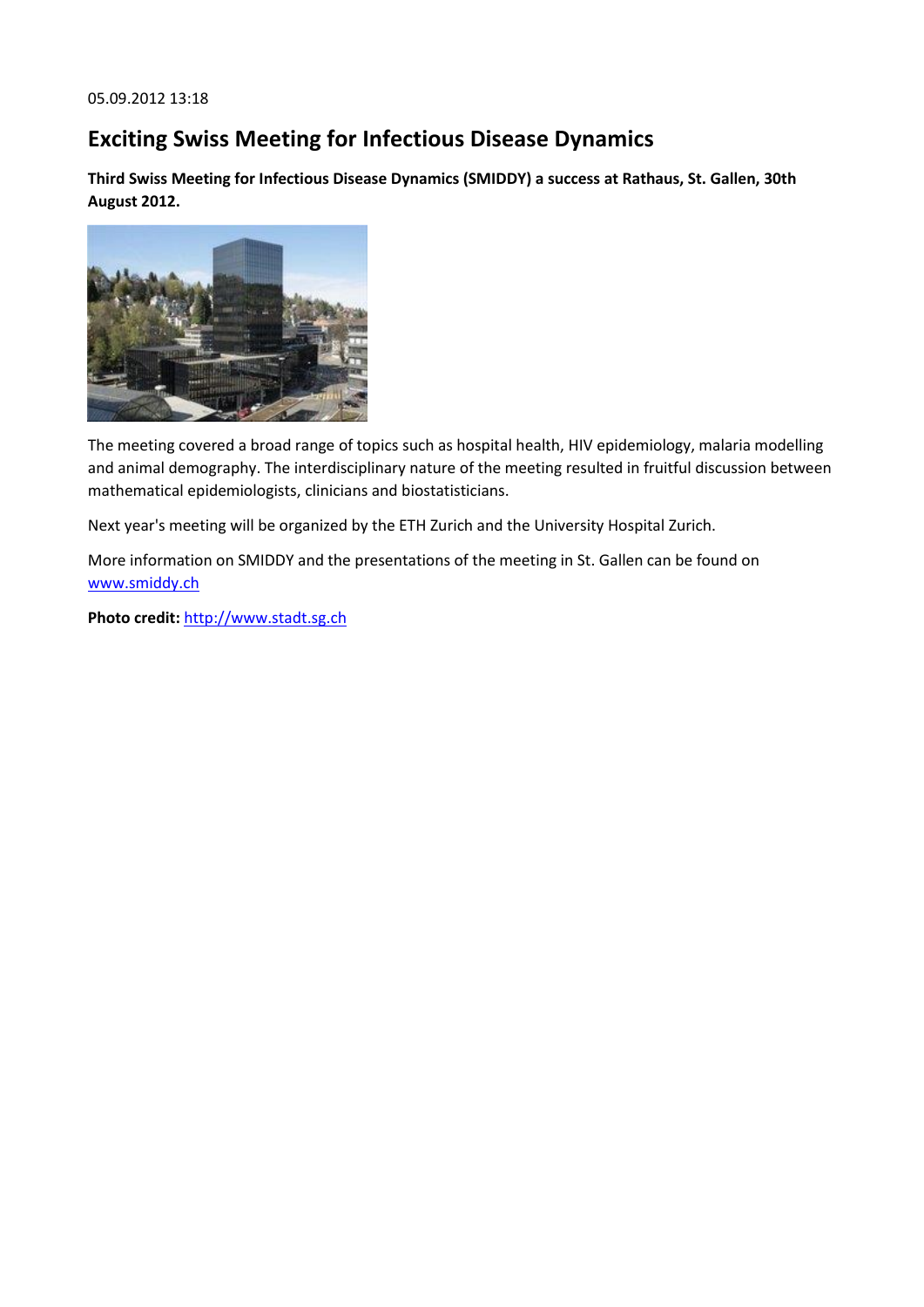05.09.2012 13:18

# Exciting Swiss Meeting for Infectious Disease Dynamics

**Third Swiss Meeting for Infectious Disease Dynamics (SMIDDY) a success at Rathaus, St. Gallen, 30th August 2012.**

The meeting covered a broad range of topics such as hospital health, HIV epidemiology, malaria modelling and animal demography. The interdisciplinary nature of the meeting resulted in fruitful discussion between mathematical epidemiologists, clinicians and biostatisticians.

Next year's meeting will be organized by the ETH Zurich and the University Hospital Zurich.

More information on SMIDDY and the presentations of the meeting in St. Gallen can be found on www.smiddy.ch

**Photo credit:** http://www.stadt.sg.ch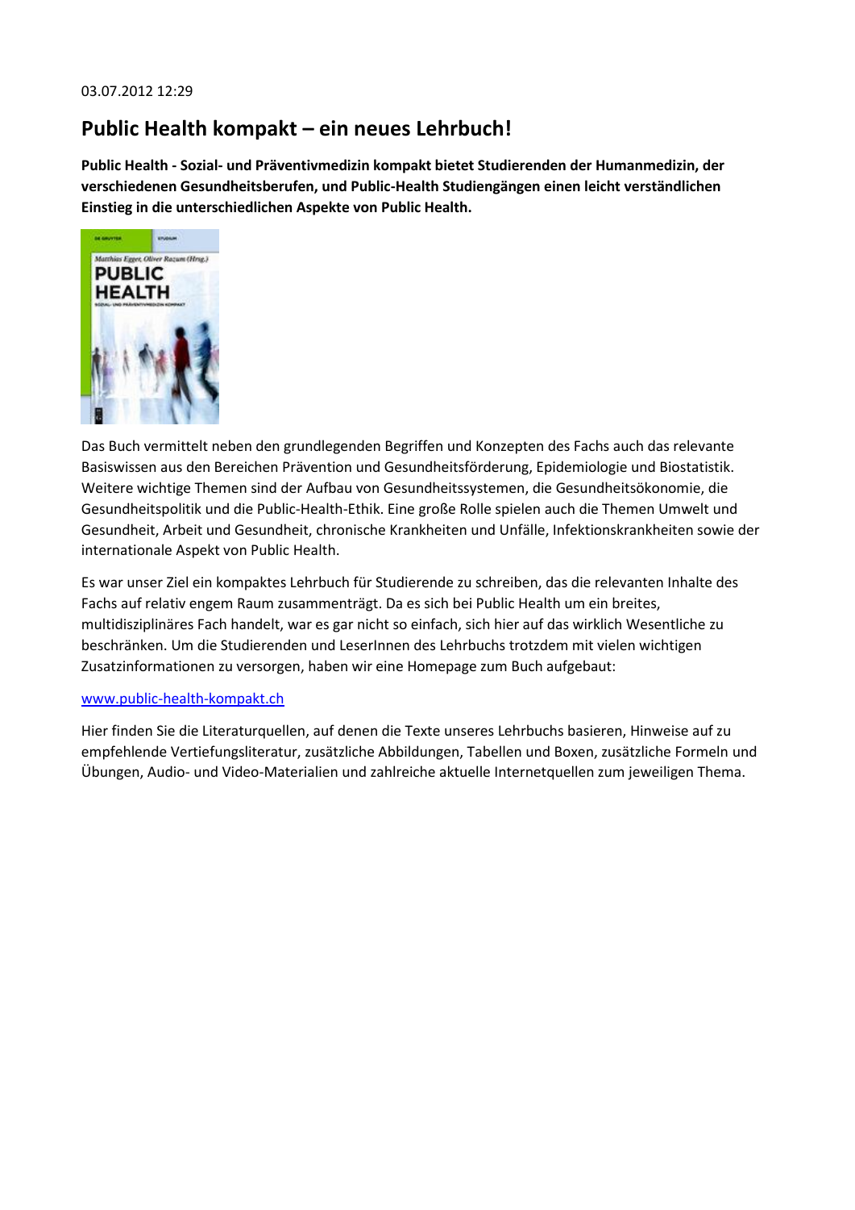03.07.2012 12:29

## Public Health kompakt – ein neues Lehrbuch!

**Public Health - Sozial- und Präventivmedizin kompakt bietet Studierenden der Humanmedizin, der verschiedenen Gesundheitsberufen, und Public-Health Studiengängen einen leicht verständlichen Einstieg in die unterschiedlichen Aspekte von Public Health.**

Das Buch vermittelt neben den grundlegenden Begriffen und Konzepten des Fachs auch das relevante Basiswissen aus den Bereichen Prävention und Gesundheitsförderung, Epidemiologie und Biostatistik. Weitere wichtige Themen sind der Aufbau von Gesundheitssystemen, die Gesundheitsökonomie, die Gesundheitspolitik und die Public-Health-Ethik. Eine große Rolle spielen auch die Themen Umwelt und Gesundheit, Arbeit und Gesundheit, chronische Krankheiten und Unfälle, Infektionskrankheiten sowie der internationale Aspekt von Public Health.

Es war unser Ziel ein kompaktes Lehrbuch für Studierende zu schreiben, das die relevanten Inhalte des Fachs auf relativ engem Raum zusammenträgt. Da es sich bei Public Health um ein breites, multidisziplinäres Fach handelt, war es gar nicht so einfach, sich hier auf das wirklich Wesentliche zu beschränken. Um die Studierenden und LeserInnen des Lehrbuchs trotzdem mit vielen wichtigen Zusatzinformationen zu versorgen, haben wir eine Homepage zum Buch aufgebaut:

[www.public-health-kompakt.ch](http://www.public-health-kompakt.ch)

Hier finden Sie die Literaturquellen, auf denen die Texte unseres Lehrbuchs basieren, Hinweise auf zu empfehlende Vertiefungsliteratur, zusätzliche Abbildungen, Tabellen und Boxen, zusätzliche Formeln und Übungen, Audio- und Video-Materialien und zahlreiche aktuelle Internetquellen zum jeweiligen Thema.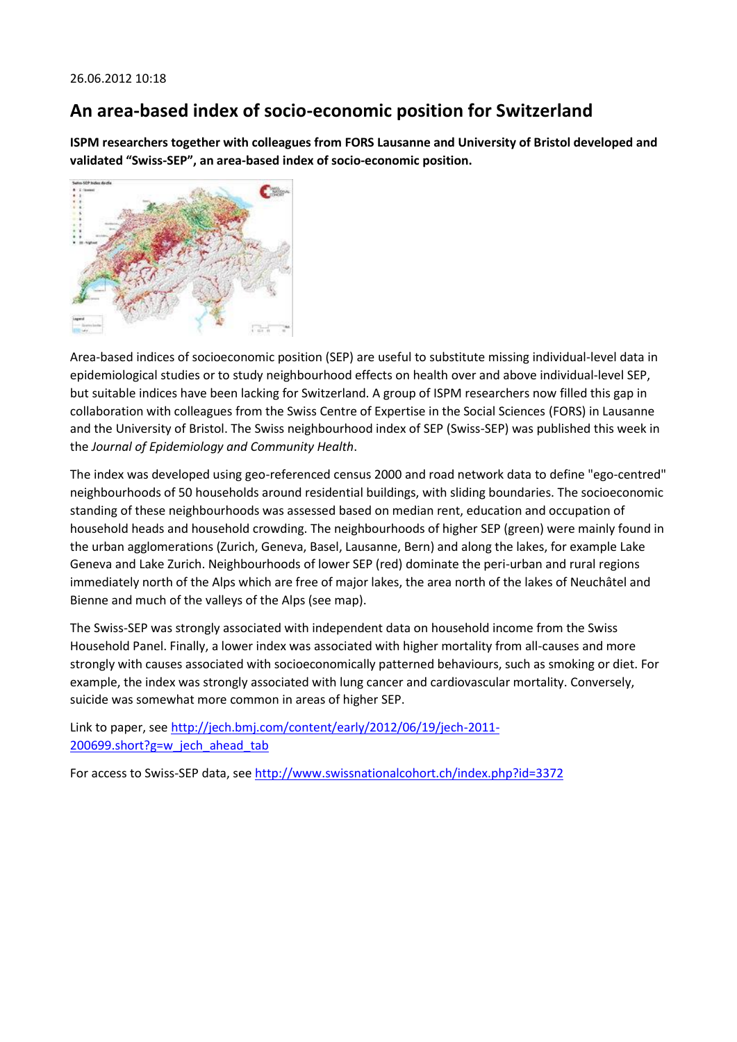26.06.2012 10:18

## An area-based index of socio-economic position for Switzerland

**ISPM researchers together with colleagues from FORS Lausanne and University of Bristol developed and validated "Swiss-SEP", an area-based index of socio-economic position.**

Area-based indices of socioeconomic position (SEP) are useful to substitute missing individual-level data in epidemiological studies or to study neighbourhood effects on health over and above individual-level SEP, but suitable indices have been lacking for Switzerland. A group of ISPM researchers now filled this gap in collaboration with colleagues from the Swiss Centre of Expertise in the Social Sciences (FORS) in Lausanne and the University of Bristol. The Swiss neighbourhood index of SEP (Swiss-SEP) was published this week in the *Journal of Epidemiology and Community Health*.

The index was developed using geo-referenced census 2000 and road network data to define "ego-centred" neighbourhoods of 50 households around residential buildings, with sliding boundaries. The socioeconomic standing of these neighbourhoods was assessed based on median rent, education and occupation of household heads and household crowding. The neighbourhoods of higher SEP (green) were mainly found in the urban agglomerations (Zurich, Geneva, Basel, Lausanne, Bern) and along the lakes, for example Lake Geneva and Lake Zurich. Neighbourhoods of lower SEP (red) dominate the peri-urban and rural regions immediately north of the Alps which are free of major lakes, the area north of the lakes of Neuchâtel and Bienne and much of the valleys of the Alps (see map).

The Swiss-SEP was strongly associated with independent data on household income from the Swiss Household Panel. Finally, a lower index was associated with higher mortality from all-causes and more strongly with causes associated with socioeconomically patterned behaviours, such as smoking or diet. For example, the index was strongly associated with lung cancer and cardiovascular mortality. Conversely, suicide was somewhat more common in areas of higher SEP.

Link to paper, see [http://jech.bmj.com/content/early/2012/06/19/jech-2011-200699.short?g=w_jech_ahead_tab](http://jech.bmj.com/content/early/2012/06/19/jech-2011-200699.short?g=w_jech_ahead_tab)

For access to Swiss-SEP data, see [http://www.swissnationalcohort.ch/index.php?id=3372](http://www.swissnationalcohort.ch/index.php?id=3372)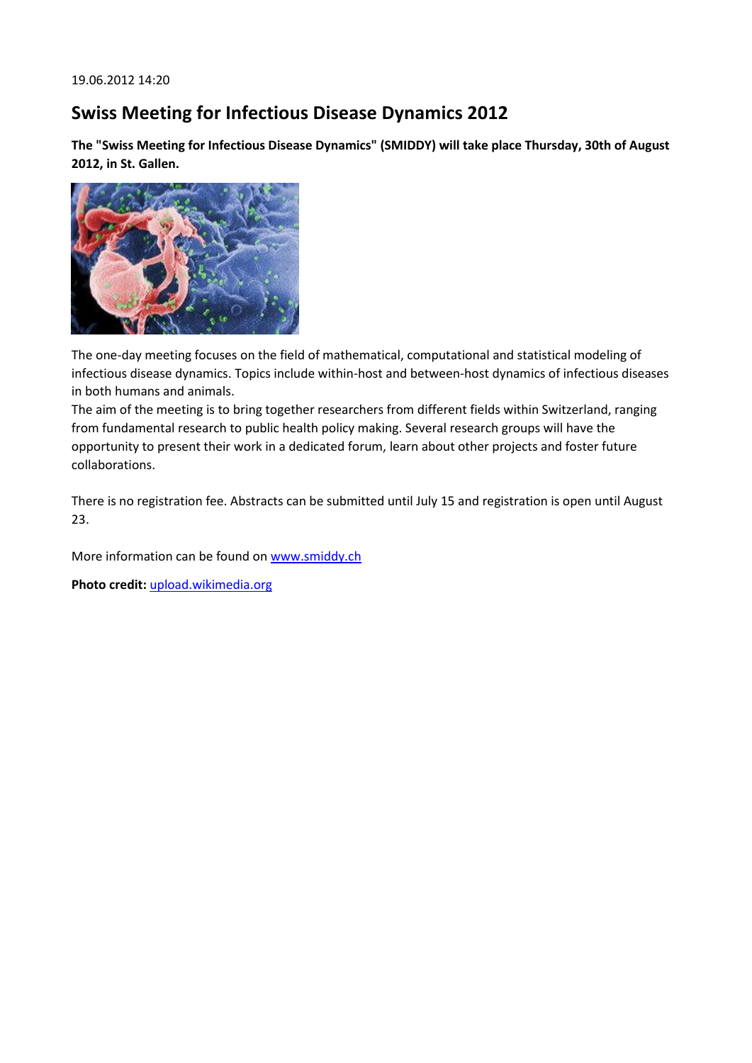19.06.2012 14:20

## Swiss Meeting for Infectious Disease Dynamics 2012

**The "Swiss Meeting for Infectious Disease Dynamics" (SMIDDY) will take place Thursday, 30th of August 2012, in St. Gallen.**

The one-day meeting focuses on the field of mathematical, computational and statistical modeling of infectious disease dynamics. Topics include within-host and between-host dynamics of infectious diseases in both humans and animals.
The aim of the meeting is to bring together researchers from different fields within Switzerland, ranging from fundamental research to public health policy making. Several research groups will have the opportunity to present their work in a dedicated forum, learn about other projects and foster future collaborations.

There is no registration fee. Abstracts can be submitted until July 15 and registration is open until August 23.

More information can be found on [www.smiddy.ch](http://www.smiddy.ch)

**Photo credit:** [upload.wikimedia.org](http://upload.wikimedia.org)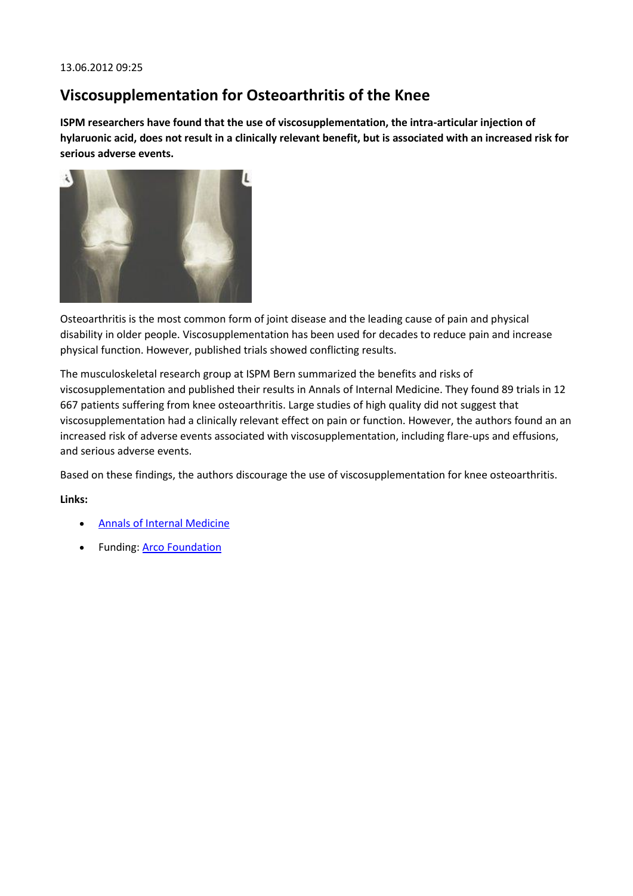13.06.2012 09:25

## Viscosupplementation for Osteoarthritis of the Knee

**ISPM researchers have found that the use of viscosupplementation, the intra-articular injection of hylaruonic acid, does not result in a clinically relevant benefit, but is associated with an increased risk for serious adverse events.**

Osteoarthritis is the most common form of joint disease and the leading cause of pain and physical disability in older people. Viscosupplementation has been used for decades to reduce pain and increase physical function. However, published trials showed conflicting results.

The musculoskeletal research group at ISPM Bern summarized the benefits and risks of viscosupplementation and published their results in Annals of Internal Medicine. They found 89 trials in 12 667 patients suffering from knee osteoarthritis. Large studies of high quality did not suggest that viscosupplementation had a clinically relevant effect on pain or function. However, the authors found an an increased risk of adverse events associated with viscosupplementation, including flare-ups and effusions, and serious adverse events.

Based on these findings, the authors discourage the use of viscosupplementation for knee osteoarthritis.

**Links:**

- Annals of Internal Medicine
- Funding: Arco Foundation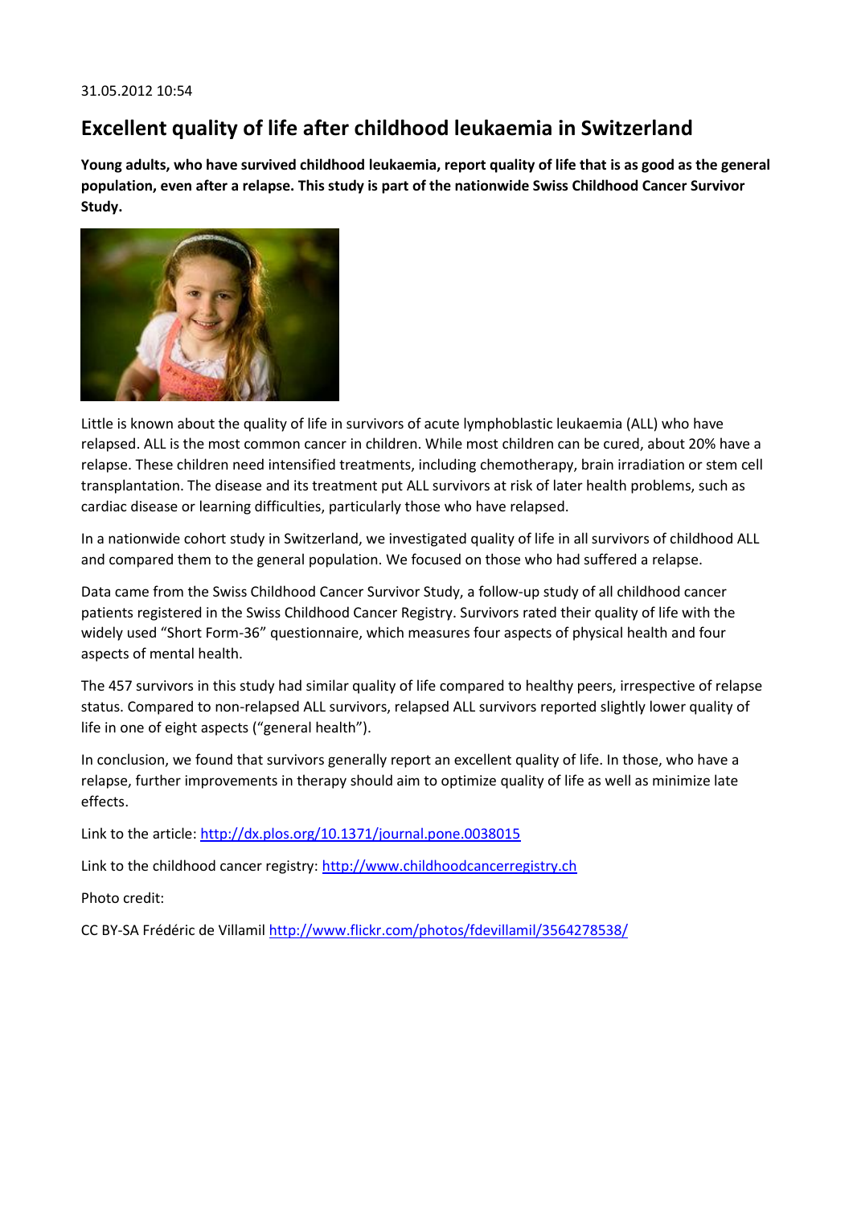31.05.2012 10:54

# Excellent quality of life after childhood leukaemia in Switzerland

**Young adults, who have survived childhood leukaemia, report quality of life that is as good as the general population, even after a relapse. This study is part of the nationwide Swiss Childhood Cancer Survivor Study.**

Little is known about the quality of life in survivors of acute lymphoblastic leukaemia (ALL) who have relapsed. ALL is the most common cancer in children. While most children can be cured, about 20% have a relapse. These children need intensified treatments, including chemotherapy, brain irradiation or stem cell transplantation. The disease and its treatment put ALL survivors at risk of later health problems, such as cardiac disease or learning difficulties, particularly those who have relapsed.

In a nationwide cohort study in Switzerland, we investigated quality of life in all survivors of childhood ALL and compared them to the general population. We focused on those who had suffered a relapse.

Data came from the Swiss Childhood Cancer Survivor Study, a follow-up study of all childhood cancer patients registered in the Swiss Childhood Cancer Registry. Survivors rated their quality of life with the widely used "Short Form-36" questionnaire, which measures four aspects of physical health and four aspects of mental health.

The 457 survivors in this study had similar quality of life compared to healthy peers, irrespective of relapse status. Compared to non-relapsed ALL survivors, relapsed ALL survivors reported slightly lower quality of life in one of eight aspects ("general health").

In conclusion, we found that survivors generally report an excellent quality of life. In those, who have a relapse, further improvements in therapy should aim to optimize quality of life as well as minimize late effects.

Link to the article: http://dx.plos.org/10.1371/journal.pone.0038015

Link to the childhood cancer registry: http://www.childhoodcancerregistry.ch

Photo credit:

CC BY-SA Frédéric de Villamil http://www.flickr.com/photos/fdevillamil/3564278538/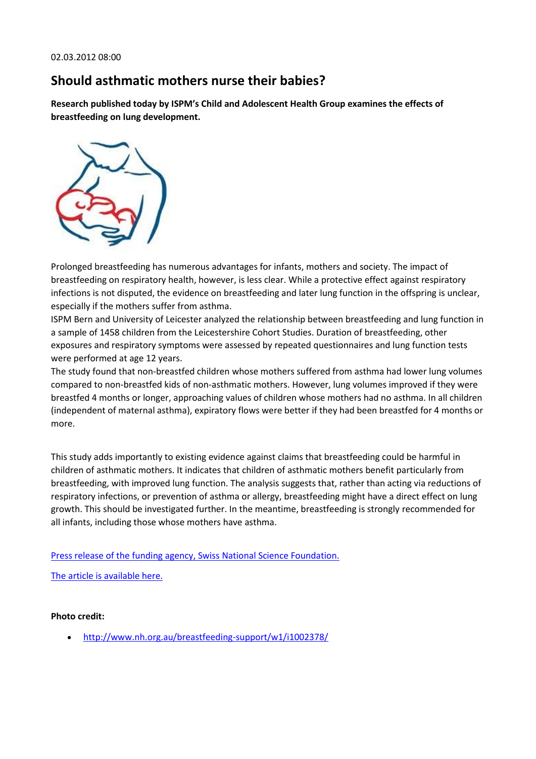02.03.2012 08:00

## Should asthmatic mothers nurse their babies?

**Research published today by ISPM's Child and Adolescent Health Group examines the effects of breastfeeding on lung development.**

Prolonged breastfeeding has numerous advantages for infants, mothers and society. The impact of breastfeeding on respiratory health, however, is less clear. While a protective effect against respiratory infections is not disputed, the evidence on breastfeeding and later lung function in the offspring is unclear, especially if the mothers suffer from asthma.

ISPM Bern and University of Leicester analyzed the relationship between breastfeeding and lung function in a sample of 1458 children from the Leicestershire Cohort Studies. Duration of breastfeeding, other exposures and respiratory symptoms were assessed by repeated questionnaires and lung function tests were performed at age 12 years.

The study found that non-breastfed children whose mothers suffered from asthma had lower lung volumes compared to non-breastfed kids of non-asthmatic mothers. However, lung volumes improved if they were breastfed 4 months or longer, approaching values of children whose mothers had no asthma. In all children (independent of maternal asthma), expiratory flows were better if they had been breastfed for 4 months or more.

This study adds importantly to existing evidence against claims that breastfeeding could be harmful in children of asthmatic mothers. It indicates that children of asthmatic mothers benefit particularly from breastfeeding, with improved lung function. The analysis suggests that, rather than acting via reductions of respiratory infections, or prevention of asthma or allergy, breastfeeding might have a direct effect on lung growth. This should be investigated further. In the meantime, breastfeeding is strongly recommended for all infants, including those whose mothers have asthma.

Press release of the funding agency, Swiss National Science Foundation.

The article is available here.

**Photo credit:**

- http://www.nh.org.au/breastfeeding-support/w1/i1002378/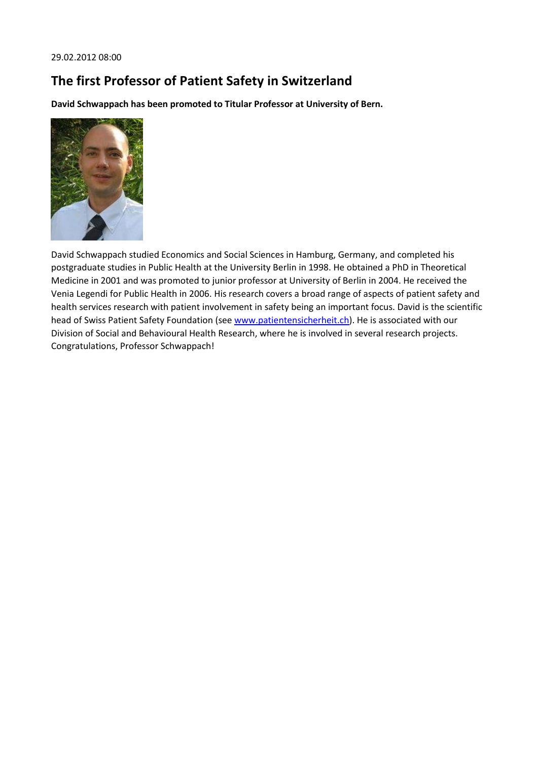29.02.2012 08:00

# The first Professor of Patient Safety in Switzerland

**David Schwappach has been promoted to Titular Professor at University of Bern.**

David Schwappach studied Economics and Social Sciences in Hamburg, Germany, and completed his postgraduate studies in Public Health at the University Berlin in 1998. He obtained a PhD in Theoretical Medicine in 2001 and was promoted to junior professor at University of Berlin in 2004. He received the Venia Legendi for Public Health in 2006. His research covers a broad range of aspects of patient safety and health services research with patient involvement in safety being an important focus. David is the scientific head of Swiss Patient Safety Foundation (see [www.patientensicherheit.ch](http://www.patientensicherheit.ch)). He is associated with our Division of Social and Behavioural Health Research, where he is involved in several research projects. Congratulations, Professor Schwappach!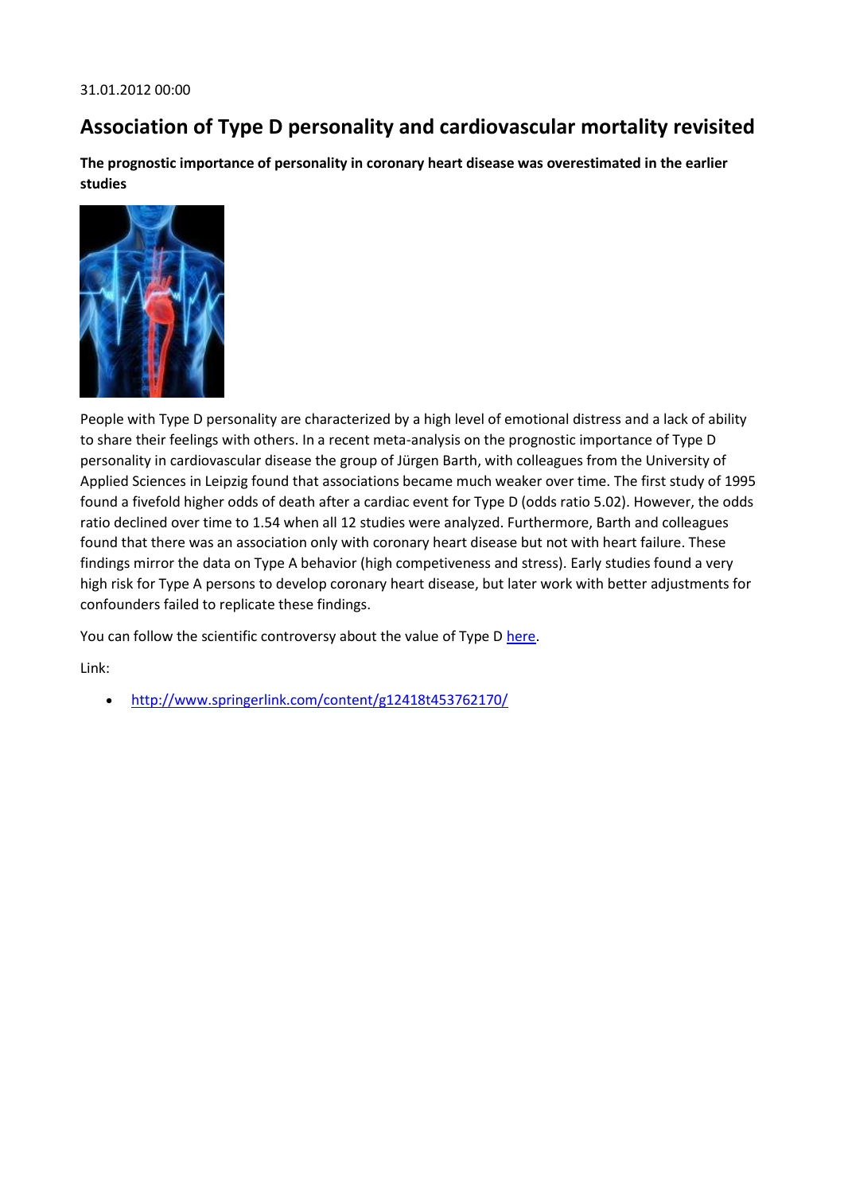31.01.2012 00:00

## Association of Type D personality and cardiovascular mortality revisited

**The prognostic importance of personality in coronary heart disease was overestimated in the earlier studies**

People with Type D personality are characterized by a high level of emotional distress and a lack of ability to share their feelings with others. In a recent meta-analysis on the prognostic importance of Type D personality in cardiovascular disease the group of Jürgen Barth, with colleagues from the University of Applied Sciences in Leipzig found that associations became much weaker over time. The first study of 1995 found a fivefold higher odds of death after a cardiac event for Type D (odds ratio 5.02). However, the odds ratio declined over time to 1.54 when all 12 studies were analyzed. Furthermore, Barth and colleagues found that there was an association only with coronary heart disease but not with heart failure. These findings mirror the data on Type A behavior (high competiveness and stress). Early studies found a very high risk for Type A persons to develop coronary heart disease, but later work with better adjustments for confounders failed to replicate these findings.

You can follow the scientific controversy about the value of Type D here.

Link:

- http://www.springerlink.com/content/g12418t453762170/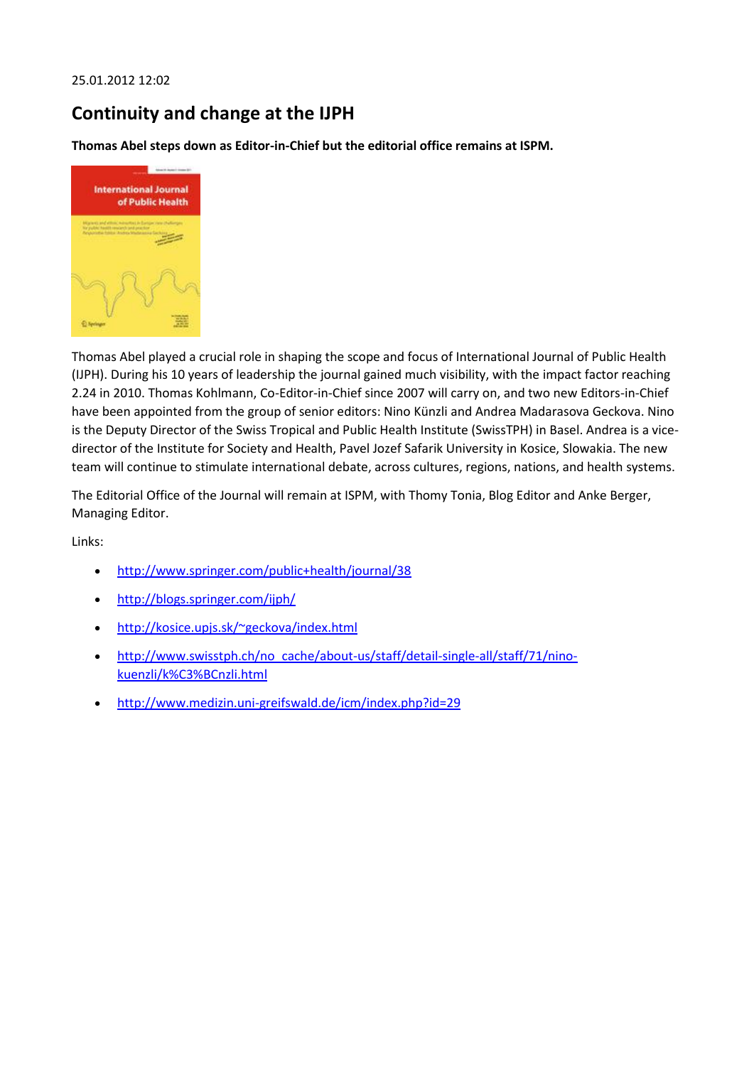25.01.2012 12:02

## Continuity and change at the IJPH

**Thomas Abel steps down as Editor-in-Chief but the editorial office remains at ISPM.**

Thomas Abel played a crucial role in shaping the scope and focus of International Journal of Public Health (IJPH). During his 10 years of leadership the journal gained much visibility, with the impact factor reaching 2.24 in 2010. Thomas Kohlmann, Co-Editor-in-Chief since 2007 will carry on, and two new Editors-in-Chief have been appointed from the group of senior editors: Nino Künzli and Andrea Madarasova Geckova. Nino is the Deputy Director of the Swiss Tropical and Public Health Institute (SwissTPH) in Basel. Andrea is a vice-director of the Institute for Society and Health, Pavel Jozef Safarik University in Kosice, Slowakia. The new team will continue to stimulate international debate, across cultures, regions, nations, and health systems.

The Editorial Office of the Journal will remain at ISPM, with Thomy Tonia, Blog Editor and Anke Berger, Managing Editor.

Links:

- http://www.springer.com/public+health/journal/38
- http://blogs.springer.com/ijph/
- http://kosice.upjs.sk/~geckova/index.html
- http://www.swisstph.ch/no_cache/about-us/staff/detail-single-all/staff/71/nino-kuenzli/k%C3%BCnzli.html
- http://www.medizin.uni-greifswald.de/icm/index.php?id=29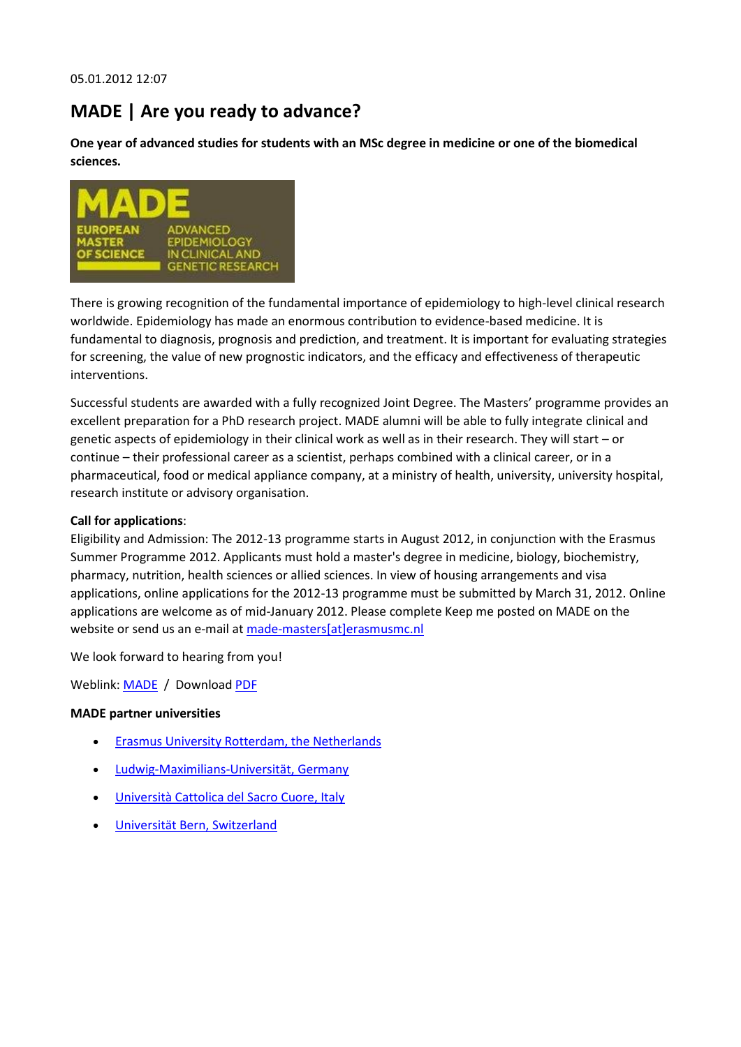05.01.2012 12:07

## MADE | Are you ready to advance?

**One year of advanced studies for students with an MSc degree in medicine or one of the biomedical sciences.**

There is growing recognition of the fundamental importance of epidemiology to high-level clinical research worldwide. Epidemiology has made an enormous contribution to evidence-based medicine. It is fundamental to diagnosis, prognosis and prediction, and treatment. It is important for evaluating strategies for screening, the value of new prognostic indicators, and the efficacy and effectiveness of therapeutic interventions.

Successful students are awarded with a fully recognized Joint Degree. The Masters' programme provides an excellent preparation for a PhD research project. MADE alumni will be able to fully integrate clinical and genetic aspects of epidemiology in their clinical work as well as in their research. They will start – or continue – their professional career as a scientist, perhaps combined with a clinical career, or in a pharmaceutical, food or medical appliance company, at a ministry of health, university, university hospital, research institute or advisory organisation.

**Call for applications**:
Eligibility and Admission: The 2012-13 programme starts in August 2012, in conjunction with the Erasmus Summer Programme 2012. Applicants must hold a master's degree in medicine, biology, biochemistry, pharmacy, nutrition, health sciences or allied sciences. In view of housing arrangements and visa applications, online applications for the 2012-13 programme must be submitted by March 31, 2012. Online applications are welcome as of mid-January 2012. Please complete Keep me posted on MADE on the website or send us an e-mail at made-masters[at]erasmusmc.nl

We look forward to hearing from you!

Weblink: MADE / Download PDF

**MADE partner universities**

- Erasmus University Rotterdam, the Netherlands
- Ludwig-Maximilians-Universität, Germany
- Università Cattolica del Sacro Cuore, Italy
- Universität Bern, Switzerland